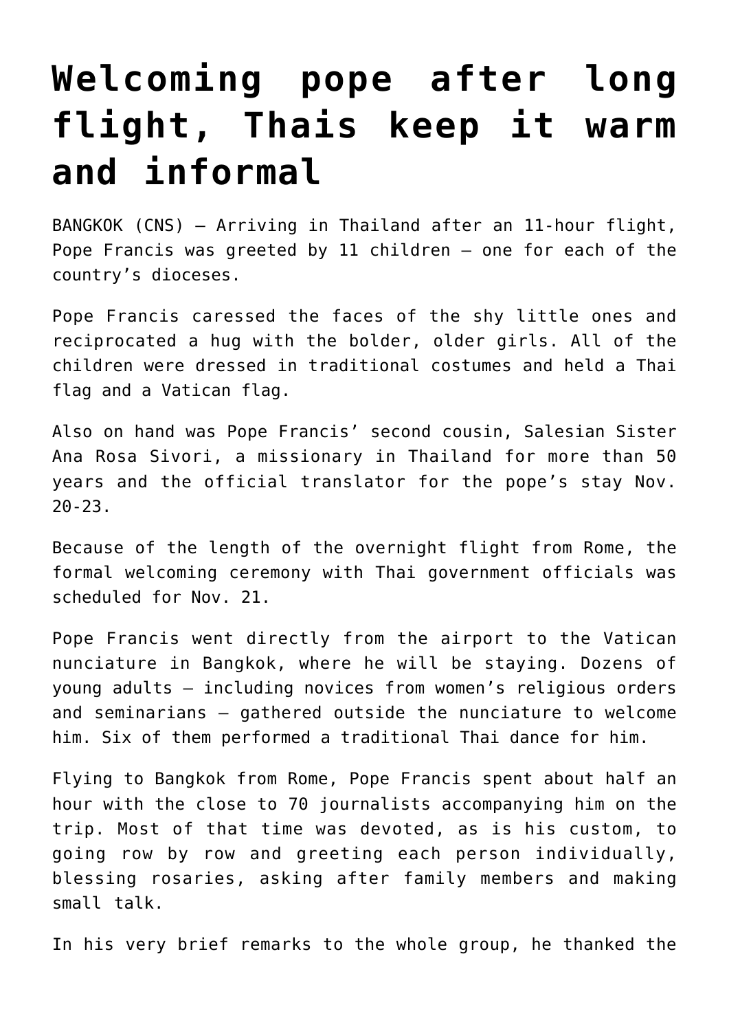# Welcoming pope after long flight, Thais keep it warm and informal

BANGKOK (CNS) — Arriving in Thailand after an 11-hour flight, Pope Francis was greeted by 11 children — one for each of the country's dioceses.

Pope Francis caressed the faces of the shy little ones and reciprocated a hug with the bolder, older girls. All of the children were dressed in traditional costumes and held a Thai flag and a Vatican flag.

Also on hand was Pope Francis' second cousin, Salesian Sister Ana Rosa Sivori, a missionary in Thailand for more than 50 years and the official translator for the pope's stay Nov. 20-23.

Because of the length of the overnight flight from Rome, the formal welcoming ceremony with Thai government officials was scheduled for Nov. 21.

Pope Francis went directly from the airport to the Vatican nunciature in Bangkok, where he will be staying. Dozens of young adults — including novices from women's religious orders and seminarians — gathered outside the nunciature to welcome him. Six of them performed a traditional Thai dance for him.

Flying to Bangkok from Rome, Pope Francis spent about half an hour with the close to 70 journalists accompanying him on the trip. Most of that time was devoted, as is his custom, to going row by row and greeting each person individually, blessing rosaries, asking after family members and making small talk.

In his very brief remarks to the whole group, he thanked the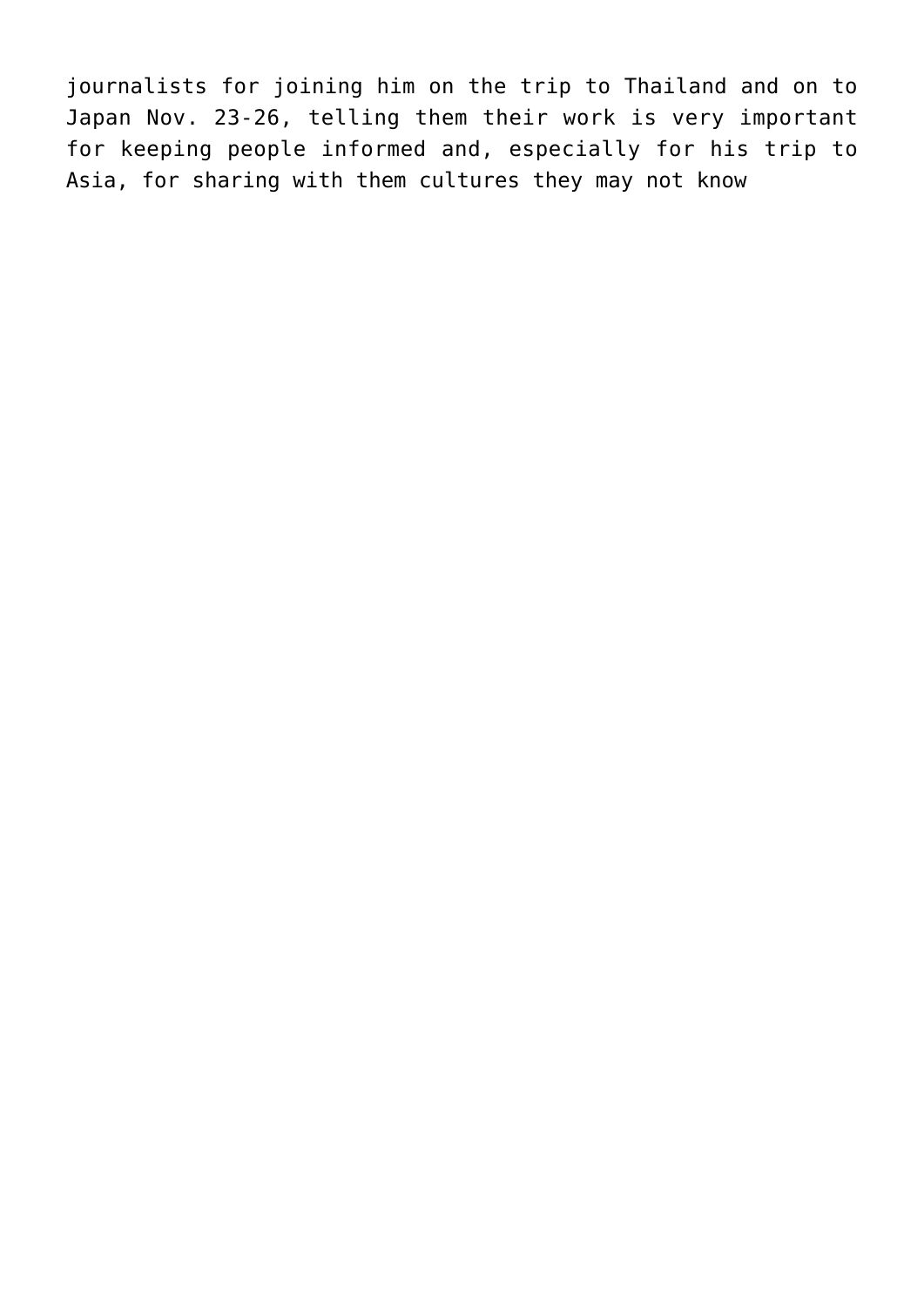journalists for joining him on the trip to Thailand and on to Japan Nov. 23-26, telling them their work is very important for keeping people informed and, especially for his trip to Asia, for sharing with them cultures they may not know